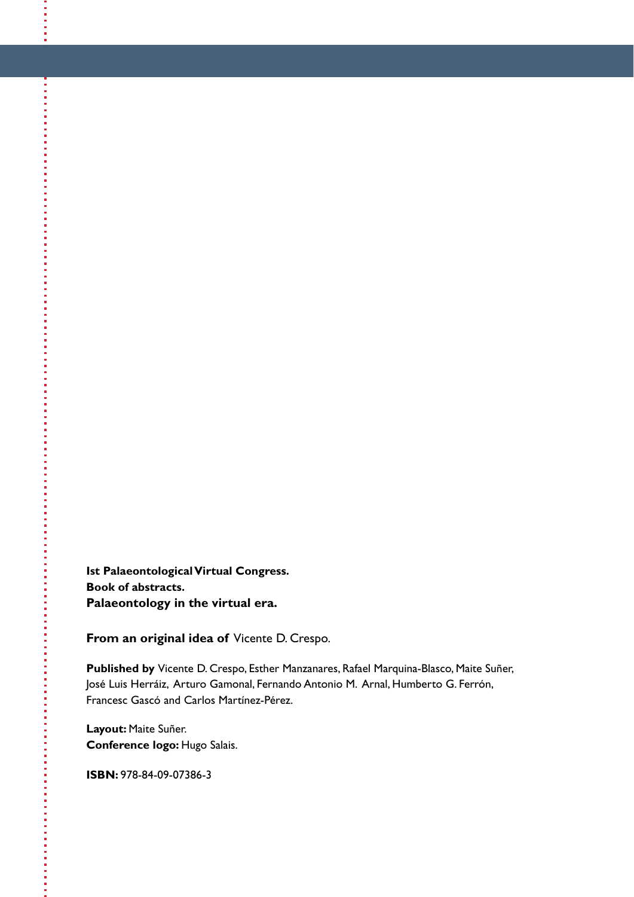**Ist Palaeontological Virtual Congress.**
**Book of abstracts.**
**Palaeontology in the virtual era.**

**From an original idea of** Vicente D. Crespo.

**Published by** Vicente D. Crespo, Esther Manzanares, Rafael Marquina-Blasco, Maite Suñer, José Luis Herráiz, Arturo Gamonal, Fernando Antonio M. Arnal, Humberto G. Ferrón, Francesc Gascó and Carlos Martínez-Pérez.

**Layout:** Maite Suñer.
**Conference logo:** Hugo Salais.

**ISBN:** 978-84-09-07386-3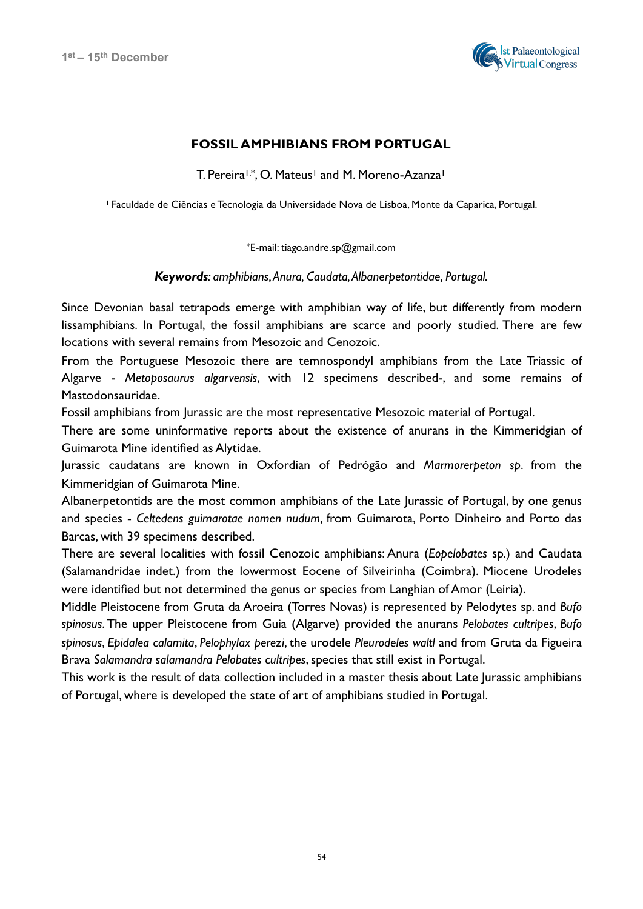## FOSSIL AMPHIBIANS FROM PORTUGAL

T. Pereira[1,*], O. Mateus[1] and M. Moreno-Azanza[1]

[1] Faculdade de Ciências e Tecnologia da Universidade Nova de Lisboa, Monte da Caparica, Portugal.

*E-mail: tiago.andre.sp@gmail.com

***Keywords**: amphibians, Anura, Caudata, Albanerpetontidae, Portugal.*

Since Devonian basal tetrapods emerge with amphibian way of life, but differently from modern lissamphibians. In Portugal, the fossil amphibians are scarce and poorly studied. There are few locations with several remains from Mesozoic and Cenozoic.

From the Portuguese Mesozoic there are temnospondyl amphibians from the Late Triassic of Algarve - *Metoposaurus algarvensis*, with 12 specimens described-, and some remains of Mastodonsauridae.

Fossil amphibians from Jurassic are the most representative Mesozoic material of Portugal.

There are some uninformative reports about the existence of anurans in the Kimmeridgian of Guimarota Mine identified as Alytidae.

Jurassic caudatans are known in Oxfordian of Pedrógão and *Marmorerpeton sp*. from the Kimmeridgian of Guimarota Mine.

Albanerpetontids are the most common amphibians of the Late Jurassic of Portugal, by one genus and species - *Celtedens guimarotae nomen nudum*, from Guimarota, Porto Dinheiro and Porto das Barcas, with 39 specimens described.

There are several localities with fossil Cenozoic amphibians: Anura (*Eopelobates* sp.) and Caudata (Salamandridae indet.) from the lowermost Eocene of Silveirinha (Coimbra). Miocene Urodeles were identified but not determined the genus or species from Langhian of Amor (Leiria).

Middle Pleistocene from Gruta da Aroeira (Torres Novas) is represented by Pelodytes sp. and *Bufo spinosus*. The upper Pleistocene from Guia (Algarve) provided the anurans *Pelobates cultripes*, *Bufo spinosus*, *Epidalea calamita*, *Pelophylax perezi*, the urodele *Pleurodeles waltl* and from Gruta da Figueira Brava *Salamandra salamandra Pelobates cultripes*, species that still exist in Portugal.

This work is the result of data collection included in a master thesis about Late Jurassic amphibians of Portugal, where is developed the state of art of amphibians studied in Portugal.